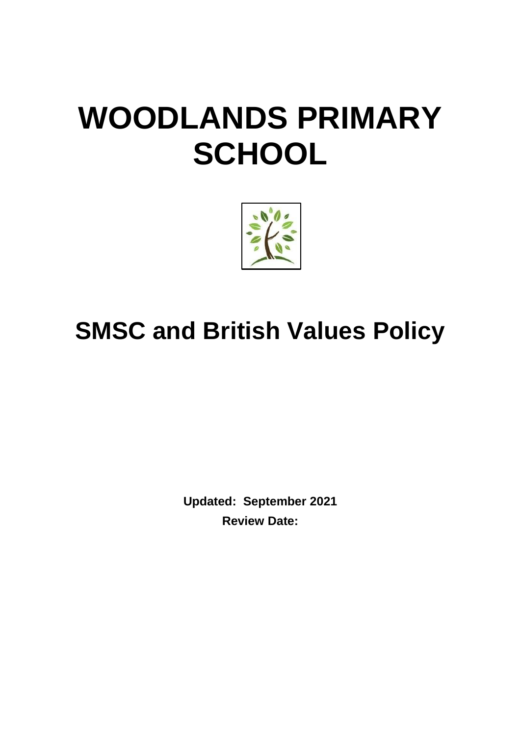# WOODLANDS PRIMARY SCHOOL

# SMSC and British Values Policy

**Updated: September 2021**

**Review Date:**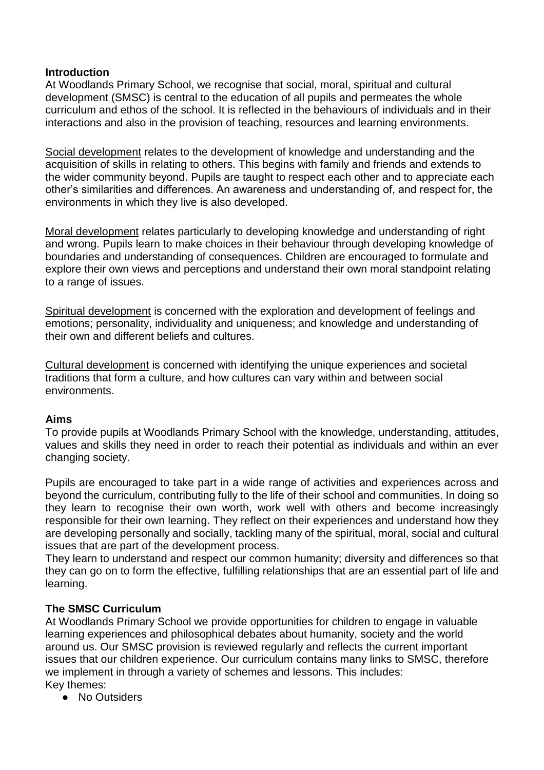## Introduction

At Woodlands Primary School, we recognise that social, moral, spiritual and cultural development (SMSC) is central to the education of all pupils and permeates the whole curriculum and ethos of the school. It is reflected in the behaviours of individuals and in their interactions and also in the provision of teaching, resources and learning environments.

Social development relates to the development of knowledge and understanding and the acquisition of skills in relating to others. This begins with family and friends and extends to the wider community beyond. Pupils are taught to respect each other and to appreciate each other's similarities and differences. An awareness and understanding of, and respect for, the environments in which they live is also developed.

Moral development relates particularly to developing knowledge and understanding of right and wrong. Pupils learn to make choices in their behaviour through developing knowledge of boundaries and understanding of consequences. Children are encouraged to formulate and explore their own views and perceptions and understand their own moral standpoint relating to a range of issues.

Spiritual development is concerned with the exploration and development of feelings and emotions; personality, individuality and uniqueness; and knowledge and understanding of their own and different beliefs and cultures.

Cultural development is concerned with identifying the unique experiences and societal traditions that form a culture, and how cultures can vary within and between social environments.

## Aims

To provide pupils at Woodlands Primary School with the knowledge, understanding, attitudes, values and skills they need in order to reach their potential as individuals and within an ever changing society.

Pupils are encouraged to take part in a wide range of activities and experiences across and beyond the curriculum, contributing fully to the life of their school and communities. In doing so they learn to recognise their own worth, work well with others and become increasingly responsible for their own learning. They reflect on their experiences and understand how they are developing personally and socially, tackling many of the spiritual, moral, social and cultural issues that are part of the development process.
They learn to understand and respect our common humanity; diversity and differences so that they can go on to form the effective, fulfilling relationships that are an essential part of life and learning.

## The SMSC Curriculum

At Woodlands Primary School we provide opportunities for children to engage in valuable learning experiences and philosophical debates about humanity, society and the world around us. Our SMSC provision is reviewed regularly and reflects the current important issues that our children experience. Our curriculum contains many links to SMSC, therefore we implement in through a variety of schemes and lessons. This includes:
Key themes:

- No Outsiders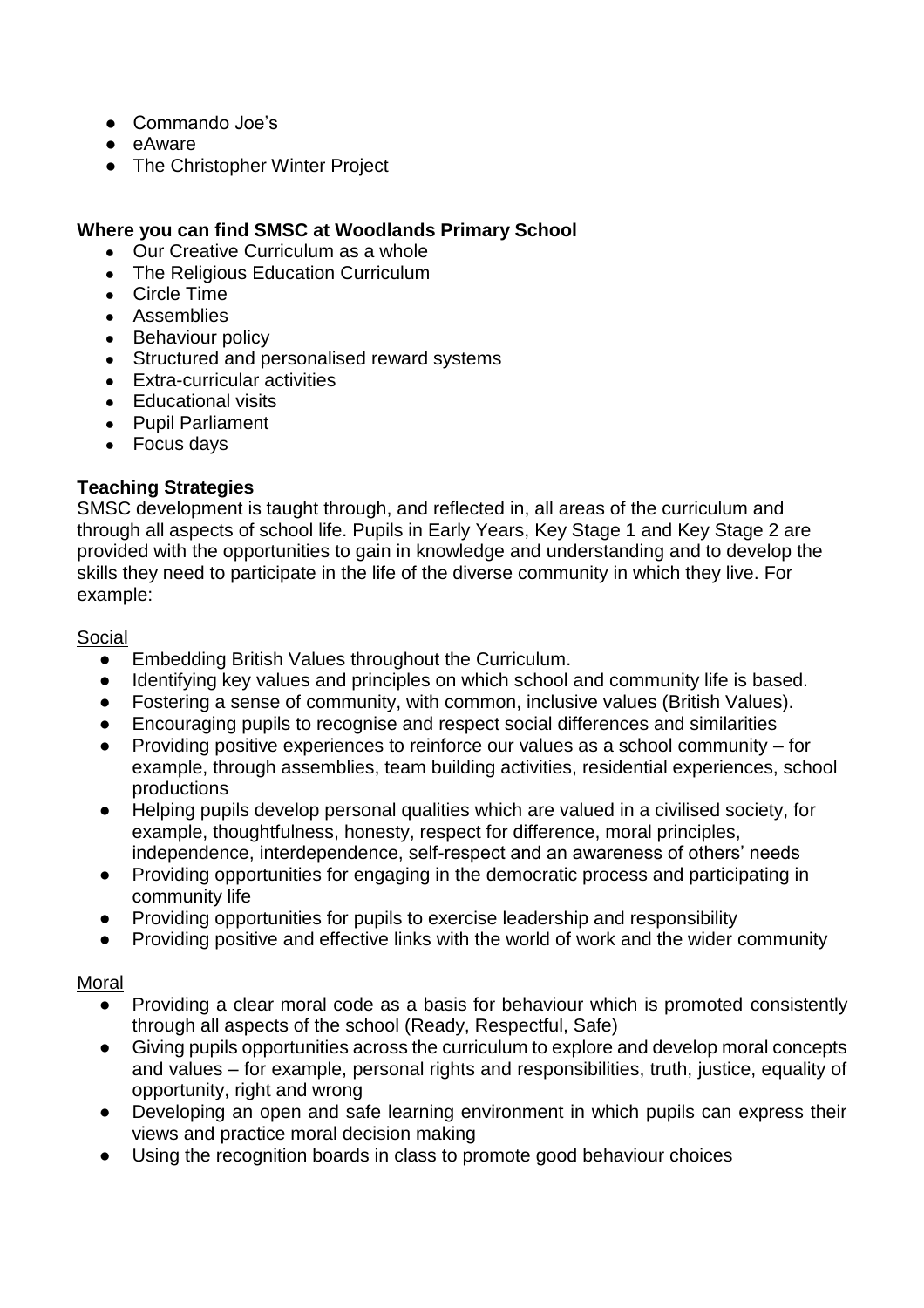- Commando Joe's
- eAware
- The Christopher Winter Project

**Where you can find SMSC at Woodlands Primary School**

- Our Creative Curriculum as a whole
- The Religious Education Curriculum
- Circle Time
- Assemblies
- Behaviour policy
- Structured and personalised reward systems
- Extra-curricular activities
- Educational visits
- Pupil Parliament
- Focus days

**Teaching Strategies**

SMSC development is taught through, and reflected in, all areas of the curriculum and through all aspects of school life. Pupils in Early Years, Key Stage 1 and Key Stage 2 are provided with the opportunities to gain in knowledge and understanding and to develop the skills they need to participate in the life of the diverse community in which they live. For example:

<u>Social</u>

- Embedding British Values throughout the Curriculum.
- Identifying key values and principles on which school and community life is based.
- Fostering a sense of community, with common, inclusive values (British Values).
- Encouraging pupils to recognise and respect social differences and similarities
- Providing positive experiences to reinforce our values as a school community – for example, through assemblies, team building activities, residential experiences, school productions
- Helping pupils develop personal qualities which are valued in a civilised society, for example, thoughtfulness, honesty, respect for difference, moral principles, independence, interdependence, self-respect and an awareness of others' needs
- Providing opportunities for engaging in the democratic process and participating in community life
- Providing opportunities for pupils to exercise leadership and responsibility
- Providing positive and effective links with the world of work and the wider community

<u>Moral</u>

- Providing a clear moral code as a basis for behaviour which is promoted consistently through all aspects of the school (Ready, Respectful, Safe)
- Giving pupils opportunities across the curriculum to explore and develop moral concepts and values – for example, personal rights and responsibilities, truth, justice, equality of opportunity, right and wrong
- Developing an open and safe learning environment in which pupils can express their views and practice moral decision making
- Using the recognition boards in class to promote good behaviour choices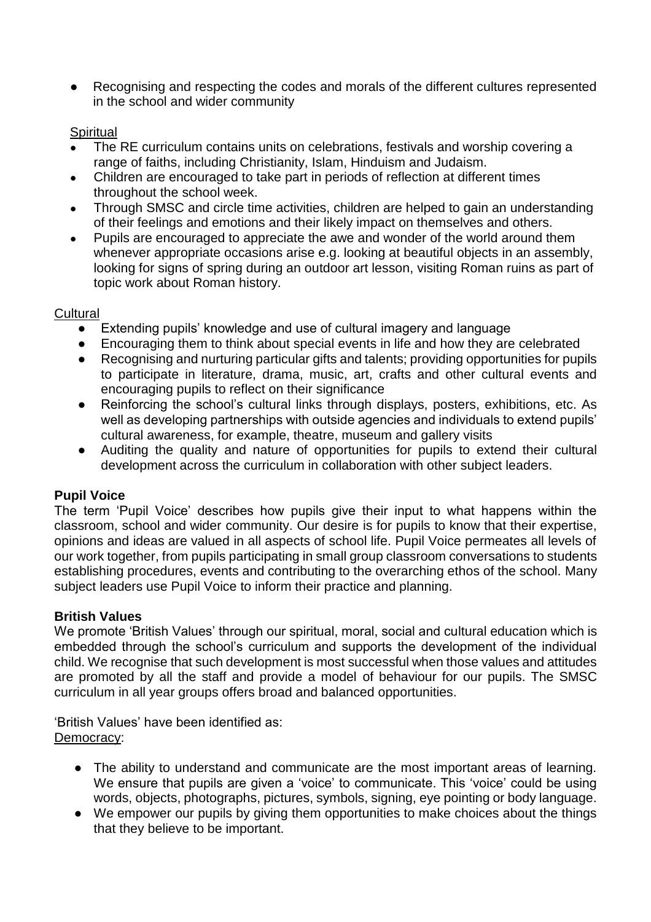- Recognising and respecting the codes and morals of the different cultures represented in the school and wider community

Spiritual

- The RE curriculum contains units on celebrations, festivals and worship covering a range of faiths, including Christianity, Islam, Hinduism and Judaism.
- Children are encouraged to take part in periods of reflection at different times throughout the school week.
- Through SMSC and circle time activities, children are helped to gain an understanding of their feelings and emotions and their likely impact on themselves and others.
- Pupils are encouraged to appreciate the awe and wonder of the world around them whenever appropriate occasions arise e.g. looking at beautiful objects in an assembly, looking for signs of spring during an outdoor art lesson, visiting Roman ruins as part of topic work about Roman history.

Cultural

- Extending pupils' knowledge and use of cultural imagery and language
- Encouraging them to think about special events in life and how they are celebrated
- Recognising and nurturing particular gifts and talents; providing opportunities for pupils to participate in literature, drama, music, art, crafts and other cultural events and encouraging pupils to reflect on their significance
- Reinforcing the school's cultural links through displays, posters, exhibitions, etc. As well as developing partnerships with outside agencies and individuals to extend pupils' cultural awareness, for example, theatre, museum and gallery visits
- Auditing the quality and nature of opportunities for pupils to extend their cultural development across the curriculum in collaboration with other subject leaders.

**Pupil Voice**

The term 'Pupil Voice' describes how pupils give their input to what happens within the classroom, school and wider community. Our desire is for pupils to know that their expertise, opinions and ideas are valued in all aspects of school life. Pupil Voice permeates all levels of our work together, from pupils participating in small group classroom conversations to students establishing procedures, events and contributing to the overarching ethos of the school. Many subject leaders use Pupil Voice to inform their practice and planning.

**British Values**

We promote 'British Values' through our spiritual, moral, social and cultural education which is embedded through the school's curriculum and supports the development of the individual child. We recognise that such development is most successful when those values and attitudes are promoted by all the staff and provide a model of behaviour for our pupils. The SMSC curriculum in all year groups offers broad and balanced opportunities.

'British Values' have been identified as:

Democracy:

- The ability to understand and communicate are the most important areas of learning. We ensure that pupils are given a 'voice' to communicate. This 'voice' could be using words, objects, photographs, pictures, symbols, signing, eye pointing or body language.
- We empower our pupils by giving them opportunities to make choices about the things that they believe to be important.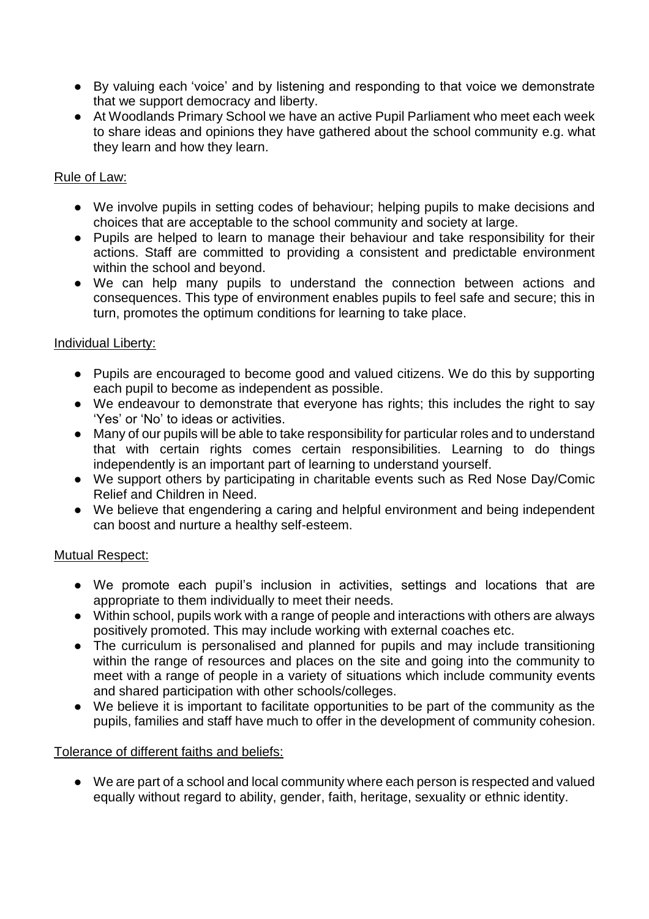- By valuing each 'voice' and by listening and responding to that voice we demonstrate that we support democracy and liberty.
- At Woodlands Primary School we have an active Pupil Parliament who meet each week to share ideas and opinions they have gathered about the school community e.g. what they learn and how they learn.

<u>Rule of Law:</u>

- We involve pupils in setting codes of behaviour; helping pupils to make decisions and choices that are acceptable to the school community and society at large.
- Pupils are helped to learn to manage their behaviour and take responsibility for their actions. Staff are committed to providing a consistent and predictable environment within the school and beyond.
- We can help many pupils to understand the connection between actions and consequences. This type of environment enables pupils to feel safe and secure; this in turn, promotes the optimum conditions for learning to take place.

<u>Individual Liberty:</u>

- Pupils are encouraged to become good and valued citizens. We do this by supporting each pupil to become as independent as possible.
- We endeavour to demonstrate that everyone has rights; this includes the right to say 'Yes' or 'No' to ideas or activities.
- Many of our pupils will be able to take responsibility for particular roles and to understand that with certain rights comes certain responsibilities. Learning to do things independently is an important part of learning to understand yourself.
- We support others by participating in charitable events such as Red Nose Day/Comic Relief and Children in Need.
- We believe that engendering a caring and helpful environment and being independent can boost and nurture a healthy self-esteem.

<u>Mutual Respect:</u>

- We promote each pupil's inclusion in activities, settings and locations that are appropriate to them individually to meet their needs.
- Within school, pupils work with a range of people and interactions with others are always positively promoted. This may include working with external coaches etc.
- The curriculum is personalised and planned for pupils and may include transitioning within the range of resources and places on the site and going into the community to meet with a range of people in a variety of situations which include community events and shared participation with other schools/colleges.
- We believe it is important to facilitate opportunities to be part of the community as the pupils, families and staff have much to offer in the development of community cohesion.

<u>Tolerance of different faiths and beliefs:</u>

- We are part of a school and local community where each person is respected and valued equally without regard to ability, gender, faith, heritage, sexuality or ethnic identity.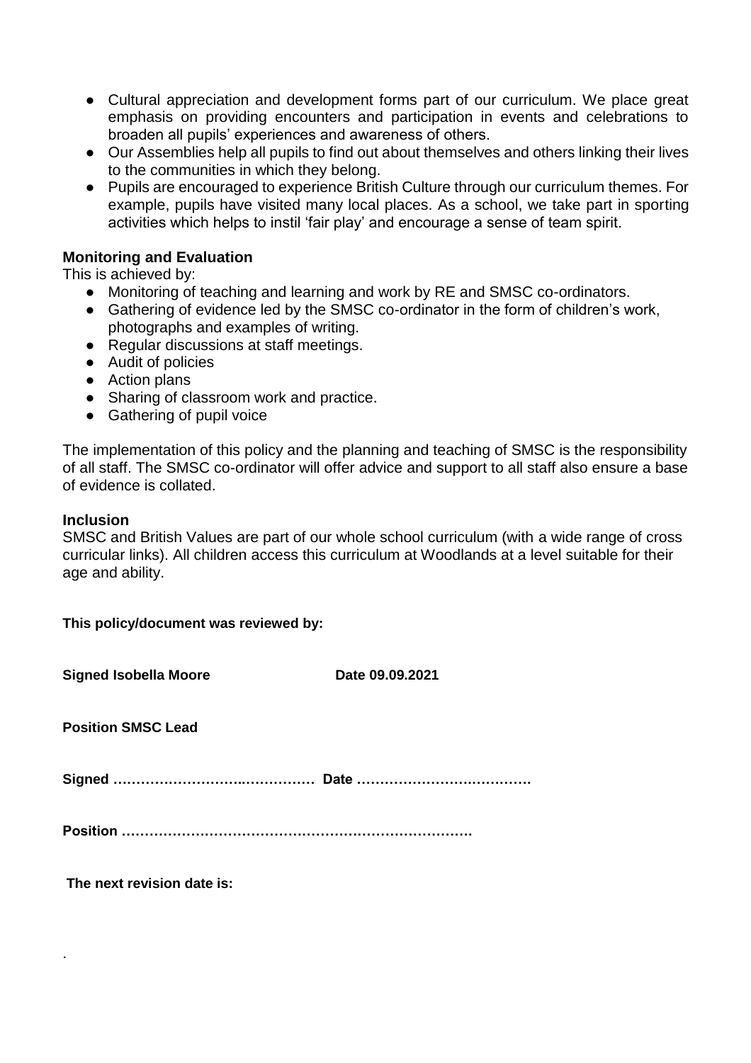- Cultural appreciation and development forms part of our curriculum. We place great emphasis on providing encounters and participation in events and celebrations to broaden all pupils' experiences and awareness of others.
- Our Assemblies help all pupils to find out about themselves and others linking their lives to the communities in which they belong.
- Pupils are encouraged to experience British Culture through our curriculum themes. For example, pupils have visited many local places. As a school, we take part in sporting activities which helps to instil 'fair play' and encourage a sense of team spirit.

### Monitoring and Evaluation

This is achieved by:

- Monitoring of teaching and learning and work by RE and SMSC co-ordinators.
- Gathering of evidence led by the SMSC co-ordinator in the form of children's work, photographs and examples of writing.
- Regular discussions at staff meetings.
- Audit of policies
- Action plans
- Sharing of classroom work and practice.
- Gathering of pupil voice

The implementation of this policy and the planning and teaching of SMSC is the responsibility of all staff. The SMSC co-ordinator will offer advice and support to all staff also ensure a base of evidence is collated.

### Inclusion

SMSC and British Values are part of our whole school curriculum (with a wide range of cross curricular links). All children access this curriculum at Woodlands at a level suitable for their age and ability.

**This policy/document was reviewed by:**

**Signed Isobella Moore Date 09.09.2021**

**Position SMSC Lead**

**Signed …………………….…………… Date ……………………..………**

**Position ………………………………………………………………….**

**The next revision date is:**

.